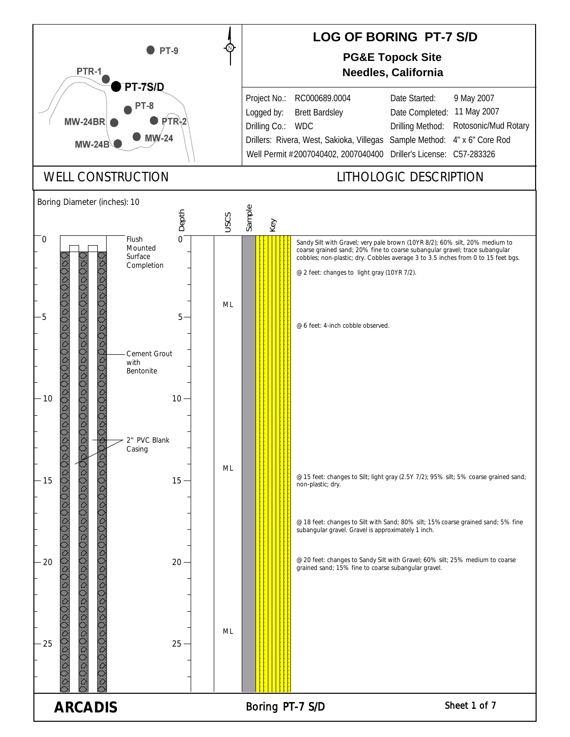# LOG OF BORING PT-7 S/D

**PG&E Topock Site**
**Needles, California**

| | | | |
|---|---|---|---|
| Project No.: | RC000689.0004 | Date Started: | 9 May 2007 |
| Logged by: | Brett Bardsley | Date Completed: | 11 May 2007 |
| Drilling Co.: | WDC | Drilling Method: | Rotosonic/Mud Rotary |
| Drillers: | Rivera, West, Sakioka, Villegas | Sample Method: | 4" x 6" Core Rod |
| Well Permit # | 2007040402, 2007040400 | Driller's License: | C57-283326 |

Location map labels: PT-9, PTR-1, PT-7S/D, PT-8, MW-24BR, PTR-2, MW-24, MW-24B

## WELL CONSTRUCTION

Boring Diameter (inches): 10

- 0 ft: Flush Mounted Surface Completion
- Cement Grout with Bentonite
- 2" PVC Blank Casing

## LITHOLOGIC DESCRIPTION

| Depth (ft) | USCS | Description |
|---|---|---|
| 0 | ML | Sandy Silt with Gravel; very pale brown (10YR 8/2); 60% silt, 20% medium to coarse grained sand; 20% fine to coarse subangular gravel; trace subangular cobbles; non-plastic; dry. Cobbles average 3 to 3.5 inches from 0 to 15 feet bgs. |
| 2 | | @ 2 feet: changes to light gray (10YR 7/2). |
| 6 | | @ 6 feet: 4-inch cobble observed. |
| 15 | ML | @ 15 feet: changes to Silt; light gray (2.5Y 7/2); 95% silt; 5% coarse grained sand; non-plastic; dry. |
| 18 | | @ 18 feet: changes to Silt with Sand; 80% silt; 15% coarse grained sand; 5% fine subangular gravel. Gravel is approximately 1 inch. |
| 20 | ML | @ 20 feet: changes to Sandy Silt with Gravel; 60% silt; 25% medium to coarse grained sand; 15% fine to coarse subangular gravel. |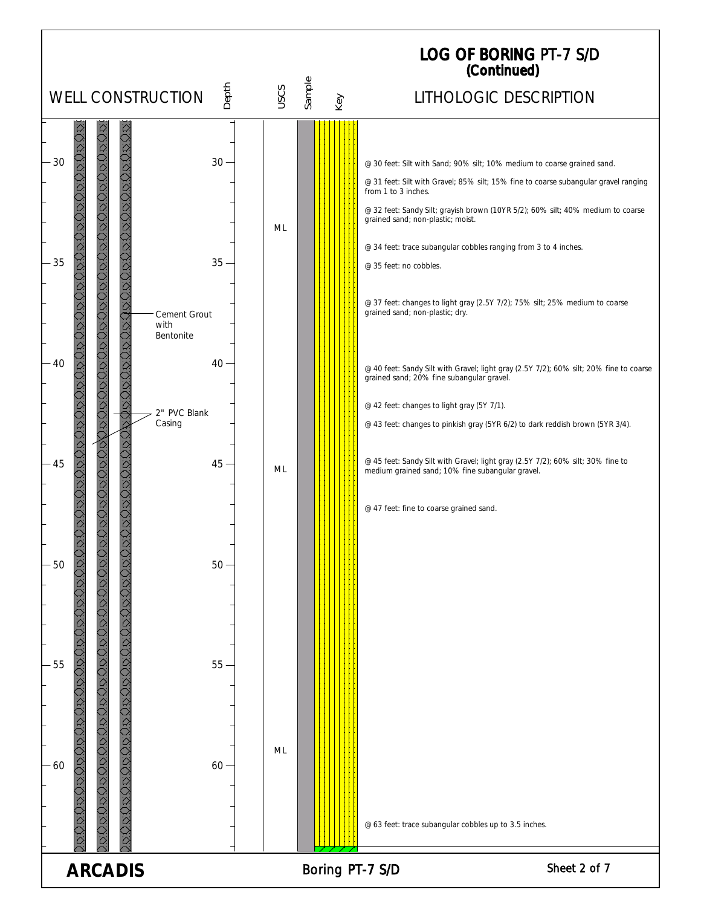# LOG OF BORING PT-7 S/D (Continued)

| WELL CONSTRUCTION | Depth | USCS | LITHOLOGIC DESCRIPTION |
|---|---|---|---|
| | 30 | | @ 30 feet: Silt with Sand; 90% silt; 10% medium to coarse grained sand. |
| | 31 | | @ 31 feet: Silt with Gravel; 85% silt; 15% fine to coarse subangular gravel ranging from 1 to 3 inches. |
| | 32 | ML | @ 32 feet: Sandy Silt; grayish brown (10YR 5/2); 60% silt; 40% medium to coarse grained sand; non-plastic; moist. |
| | 34 | | @ 34 feet: trace subangular cobbles ranging from 3 to 4 inches. |
| | 35 | | @ 35 feet: no cobbles. |
| Cement Grout with Bentonite | 37 | | @ 37 feet: changes to light gray (2.5Y 7/2); 75% silt; 25% medium to coarse grained sand; non-plastic; dry. |
| | 40 | | @ 40 feet: Sandy Silt with Gravel; light gray (2.5Y 7/2); 60% silt; 20% fine to coarse grained sand; 20% fine subangular gravel. |
| 2" PVC Blank Casing | 42 | | @ 42 feet: changes to light gray (5Y 7/1). |
| | 43 | | @ 43 feet: changes to pinkish gray (5YR 6/2) to dark reddish brown (5YR 3/4). |
| | 45 | ML | @ 45 feet: Sandy Silt with Gravel; light gray (2.5Y 7/2); 60% silt; 30% fine to medium grained sand; 10% fine subangular gravel. |
| | 47 | | @ 47 feet: fine to coarse grained sand. |
| | 59 | ML | |
| | 63 | | @ 63 feet: trace subangular cobbles up to 3.5 inches. |

**ARCADIS** — Boring PT-7 S/D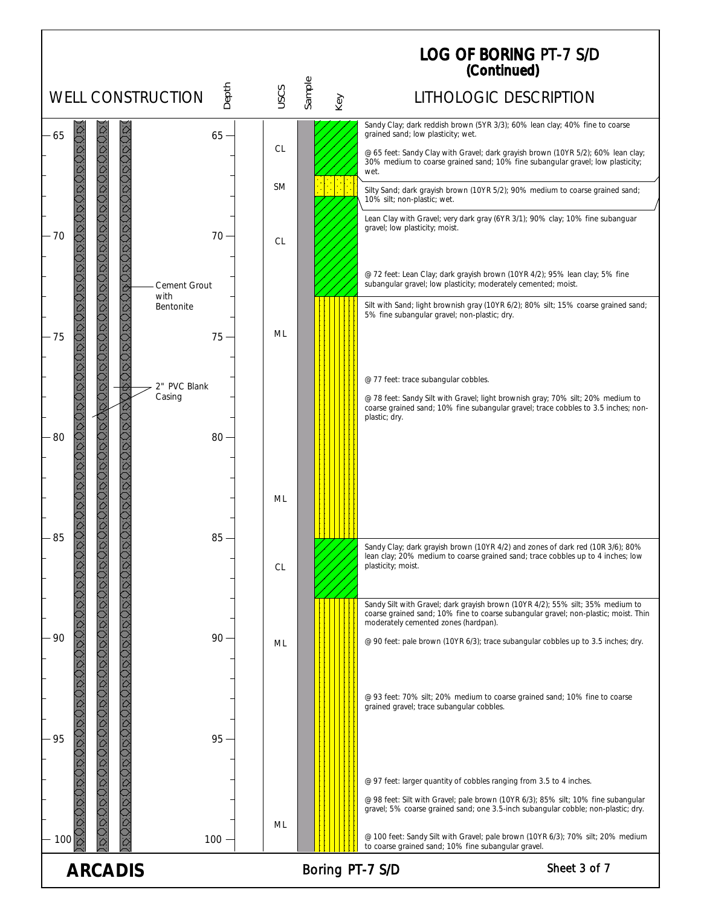# LOG OF BORING PT-7 S/D (Continued)

**WELL CONSTRUCTION:** Cement Grout with Bentonite; 2" PVC Blank Casing

| Depth | USCS | LITHOLOGIC DESCRIPTION |
|---|---|---|
| 65 | CL | Sandy Clay; dark reddish brown (5YR 3/3); 60% lean clay; 40% fine to coarse grained sand; low plasticity; wet. |
| | | @ 65 feet: Sandy Clay with Gravel; dark grayish brown (10YR 5/2); 60% lean clay; 30% medium to coarse grained sand; 10% fine subangular gravel; low plasticity; wet. |
| | SM | Silty Sand; dark grayish brown (10YR 5/2); 90% medium to coarse grained sand; 10% silt; non-plastic; wet. |
| 70 | CL | Lean Clay with Gravel; very dark gray (6YR 3/1); 90% clay; 10% fine subanguar gravel; low plasticity; moist. |
| | | @ 72 feet: Lean Clay; dark grayish brown (10YR 4/2); 95% lean clay; 5% fine subangular gravel; low plasticity; moderately cemented; moist. |
| 75 | ML | Silt with Sand; light brownish gray (10YR 6/2); 80% silt; 15% coarse grained sand; 5% fine subangular gravel; non-plastic; dry. |
| | | @ 77 feet: trace subangular cobbles. |
| 80 | ML | @ 78 feet: Sandy Silt with Gravel; light brownish gray; 70% silt; 20% medium to coarse grained sand; 10% fine subangular gravel; trace cobbles to 3.5 inches; non-plastic; dry. |
| 85 | CL | Sandy Clay; dark grayish brown (10YR 4/2) and zones of dark red (10R 3/6); 80% lean clay; 20% medium to coarse grained sand; trace cobbles up to 4 inches; low plasticity; moist. |
| 90 | ML | Sandy Silt with Gravel; dark grayish brown (10YR 4/2); 55% silt; 35% medium to coarse grained sand; 10% fine to coarse subangular gravel; non-plastic; moist. Thin moderately cemented zones (hardpan). |
| | | @ 90 feet: pale brown (10YR 6/3); trace subangular cobbles up to 3.5 inches; dry. |
| | | @ 93 feet: 70% silt; 20% medium to coarse grained sand; 10% fine to coarse grained gravel; trace subangular cobbles. |
| 95 | | @ 97 feet: larger quantity of cobbles ranging from 3.5 to 4 inches. |
| | ML | @ 98 feet: Silt with Gravel; pale brown (10YR 6/3); 85% silt; 10% fine subangular gravel; 5% coarse grained sand; one 3.5-inch subangular cobble; non-plastic; dry. |
| 100 | | @ 100 feet: Sandy Silt with Gravel; pale brown (10YR 6/3); 70% silt; 20% medium to coarse grained sand; 10% fine subangular gravel. |

ARCADIS

Boring PT-7 S/D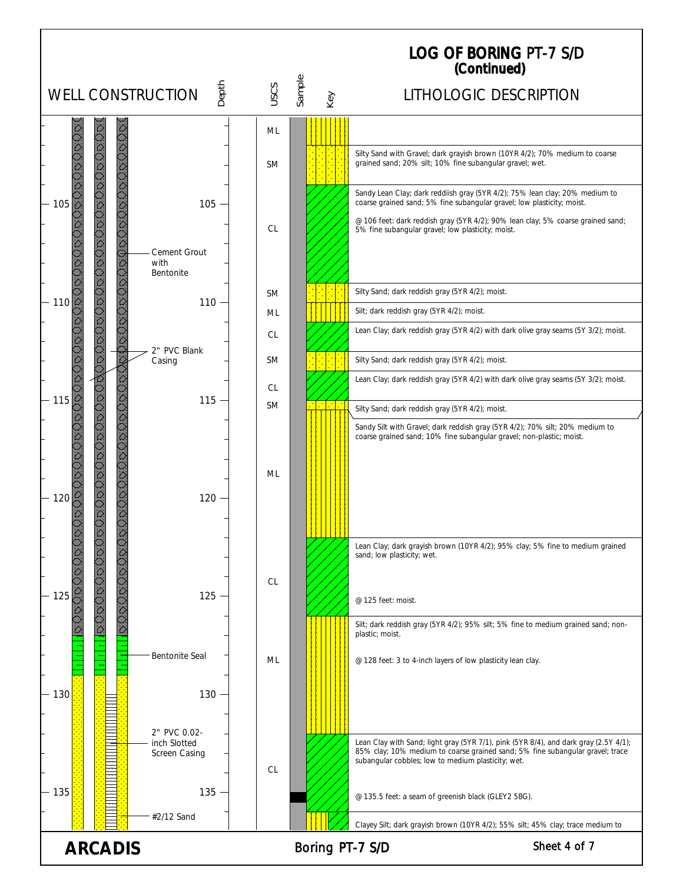# LOG OF BORING PT-7 S/D (Continued)

| Depth (ft) | USCS | Lithologic Description |
|---|---|---|
| ~101.5–102 | ML | |
| ~102–104 | SM | Silty Sand with Gravel; dark grayish brown (10YR 4/2); 70% medium to coarse grained sand; 20% silt; 10% fine subangular gravel; wet. |
| ~104–109 | CL | Sandy Lean Clay; dark reddiish gray (5YR 4/2); 75% lean clay; 20% medium to coarse grained sand; 5% fine subangular gravel; low plasticity; moist. @ 106 feet: dark reddish gray (5YR 4/2); 90% lean clay; 5% coarse grained sand; 5% fine subangular gravel; low plasticity; moist. |
| ~109–110 | SM | Silty Sand; dark reddish gray (5YR 4/2); moist. |
| ~110–111 | ML | Silt; dark reddish gray (5YR 4/2); moist. |
| ~111–112.5 | CL | Lean Clay; dark reddish gray (5YR 4/2) with dark olive gray seams (5Y 3/2); moist. |
| ~112.5–113.5 | SM | Silty Sand; dark reddish gray (5YR 4/2); moist. |
| ~113.5–115 | CL | Lean Clay; dark reddish gray (5YR 4/2) with dark olive gray seams (5Y 3/2); moist. |
| ~115–115.5 | SM | Silty Sand; dark reddish gray (5YR 4/2); moist. |
| ~115.5–122 | ML | Sandy Silt with Gravel; dark reddish gray (5YR 4/2); 70% silt; 20% medium to coarse grained sand; 10% fine subangular gravel; non-plastic; moist. |
| ~122–126 | CL | Lean Clay; dark grayish brown (10YR 4/2); 95% clay; 5% fine to medium grained sand; low plasticity; wet. @ 125 feet: moist. |
| ~126–132 | ML | Silt; dark reddish gray (5YR 4/2); 95% silt; 5% fine to medium grained sand; non-plastic; moist. @ 128 feet: 3 to 4-inch layers of low plasticity lean clay. |
| ~132–136 | CL | Lean Clay with Sand; light gray (5YR 7/1), pink (5YR 8/4), and dark gray (2.5Y 4/1); 85% clay; 10% medium to coarse grained sand; 5% fine subangular gravel; trace subangular cobbles; low to medium plasticity; wet. @ 135.5 feet: a seam of greenish black (GLEY2 5BG). |
| ~136– | | Clayey Silt; dark grayish brown (10YR 4/2); 55% silt; 45% clay; trace medium to |

**Well Construction:**

- Cement Grout with Bentonite (to ~127 ft)
- 2" PVC Blank Casing
- Bentonite Seal (~127–129 ft)
- #2/12 Sand (~129 ft and below)
- 2" PVC 0.02-inch Slotted Screen Casing (~130 ft and below)

ARCADIS — Boring PT-7 S/D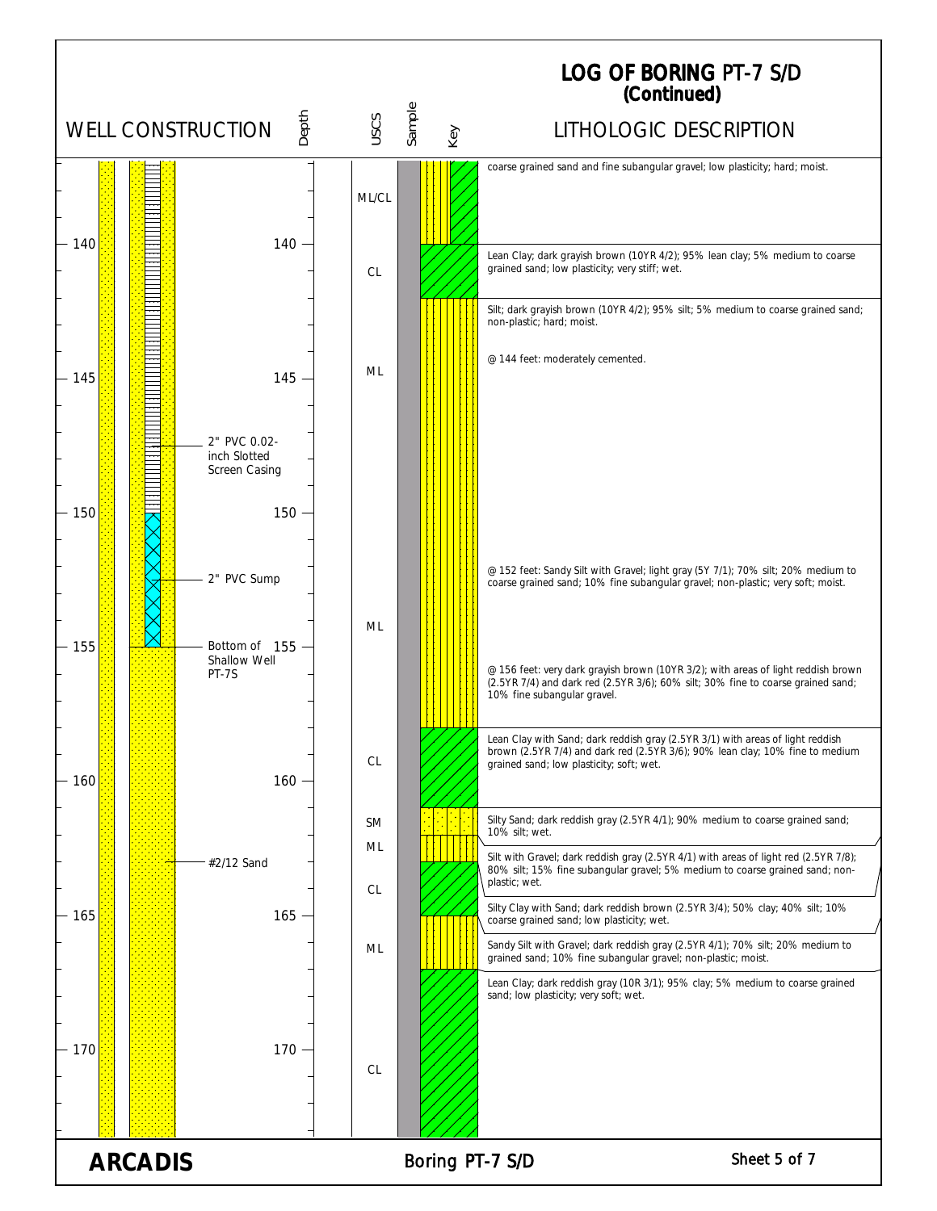# LOG OF BORING PT-7 S/D (Continued)

| Depth (ft) | USCS | Lithologic Description |
|---|---|---|
| ~137–140 | ML/CL | coarse grained sand and fine subangular gravel; low plasticity; hard; moist. |
| 140–142 | CL | Lean Clay; dark grayish brown (10YR 4/2); 95% lean clay; 5% medium to coarse grained sand; low plasticity; very stiff; wet. |
| 142–151 | ML | Silt; dark grayish brown (10YR 4/2); 95% silt; 5% medium to coarse grained sand; non-plastic; hard; moist. @ 144 feet: moderately cemented. |
| 151–158 | ML | @ 152 feet: Sandy Silt with Gravel; light gray (5Y 7/1); 70% silt; 20% medium to coarse grained sand; 10% fine subangular gravel; non-plastic; very soft; moist. @ 156 feet: very dark grayish brown (10YR 3/2); with areas of light reddish brown (2.5YR 7/4) and dark red (2.5YR 3/6); 60% silt; 30% fine to coarse grained sand; 10% fine subangular gravel. |
| 158–161 | CL | Lean Clay with Sand; dark reddish gray (2.5YR 3/1) with areas of light reddish brown (2.5YR 7/4) and dark red (2.5YR 3/6); 90% lean clay; 10% fine to medium grained sand; low plasticity; soft; wet. |
| 161–162 | SM | Silty Sand; dark reddish gray (2.5YR 4/1); 90% medium to coarse grained sand; 10% silt; wet. |
| 162–163 | ML | Silt with Gravel; dark reddish gray (2.5YR 4/1) with areas of light red (2.5YR 7/8); 80% silt; 15% fine subangular gravel; 5% medium to coarse grained sand; non-plastic; wet. |
| 163–165 | CL | Silty Clay with Sand; dark reddish brown (2.5YR 3/4); 50% clay; 40% silt; 10% coarse grained sand; low plasticity; wet. |
| 165–167 | ML | Sandy Silt with Gravel; dark reddish gray (2.5YR 4/1); 70% silt; 20% medium to grained sand; 10% fine subangular gravel; non-plastic; moist. |
| 167– | CL | Lean Clay; dark reddish gray (10R 3/1); 95% clay; 5% medium to coarse grained sand; low plasticity; very soft; wet. |

**Well Construction:**

- 2" PVC 0.02-inch Slotted Screen Casing (to 150 ft)
- 2" PVC Sump (150–155 ft)
- Bottom of Shallow Well PT-7S (155 ft)
- #2/12 Sand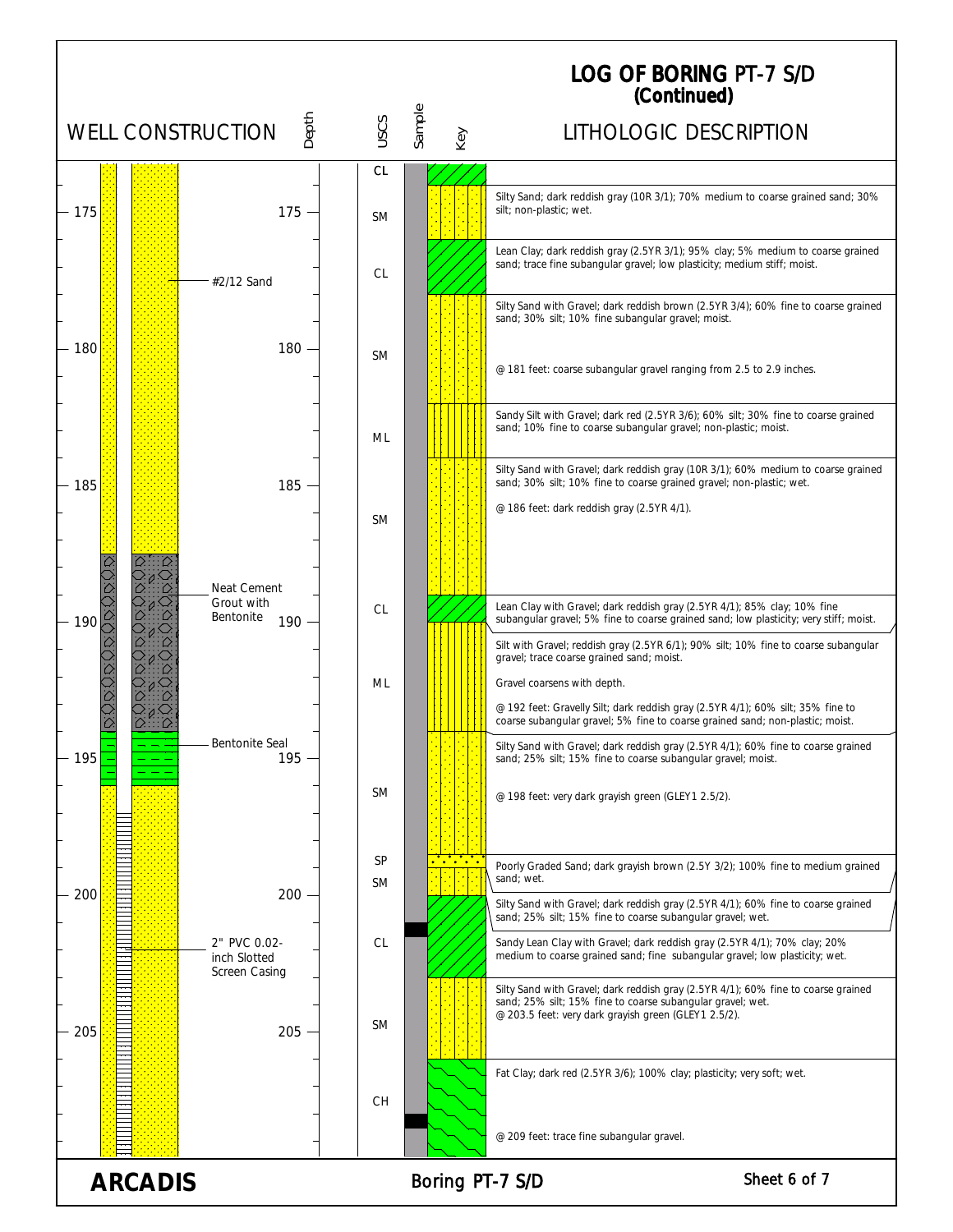# LOG OF BORING PT-7 S/D
## (Continued)

| WELL CONSTRUCTION | Depth | USCS | LITHOLOGIC DESCRIPTION |
|---|---|---|---|
| | | CL | |
| | 175 | SM | Silty Sand; dark reddish gray (10R 3/1); 70% medium to coarse grained sand; 30% silt; non-plastic; wet. |
| #2/12 Sand | | CL | Lean Clay; dark reddish gray (2.5YR 3/1); 95% clay; 5% medium to coarse grained sand; trace fine subangular gravel; low plasticity; medium stiff; moist. |
| | 180 | SM | Silty Sand with Gravel; dark reddish brown (2.5YR 3/4); 60% fine to coarse grained sand; 30% silt; 10% fine subangular gravel; moist.<br>@ 181 feet: coarse subangular gravel ranging from 2.5 to 2.9 inches. |
| | | ML | Sandy Silt with Gravel; dark red (2.5YR 3/6); 60% silt; 30% fine to coarse grained sand; 10% fine to coarse subangular gravel; non-plastic; moist. |
| | 185 | SM | Silty Sand with Gravel; dark reddish gray (10R 3/1); 60% medium to coarse grained sand; 30% silt; 10% fine to coarse grained gravel; non-plastic; wet.<br>@ 186 feet: dark reddish gray (2.5YR 4/1). |
| Neat Cement Grout with Bentonite | 190 | CL | Lean Clay with Gravel; dark reddish gray (2.5YR 4/1); 85% clay; 10% fine subangular gravel; 5% fine to coarse grained sand; low plasticity; very stiff; moist. |
| | | ML | Silt with Gravel; reddish gray (2.5YR 6/1); 90% silt; 10% fine to coarse subangular gravel; trace coarse grained sand; moist.<br>Gravel coarsens with depth.<br>@ 192 feet: Gravelly Silt; dark reddish gray (2.5YR 4/1); 60% silt; 35% fine to coarse subangular gravel; 5% fine to coarse grained sand; non-plastic; moist. |
| Bentonite Seal | 195 | SM | Silty Sand with Gravel; dark reddish gray (2.5YR 4/1); 60% fine to coarse grained sand; 25% silt; 15% fine to coarse subangular gravel; moist.<br>@ 198 feet: very dark grayish green (GLEY1 2.5/2). |
| | | SP | Poorly Graded Sand; dark grayish brown (2.5Y 3/2); 100% fine to medium grained sand; wet. |
| | 200 | SM | Silty Sand with Gravel; dark reddish gray (2.5YR 4/1); 60% fine to coarse grained sand; 25% silt; 15% fine to coarse subangular gravel; wet. |
| 2" PVC 0.02-inch Slotted Screen Casing | | CL | Sandy Lean Clay with Gravel; dark reddish gray (2.5YR 4/1); 70% clay; 20% medium to coarse grained sand; fine subangular gravel; low plasticity; wet. |
| | 205 | SM | Silty Sand with Gravel; dark reddish gray (2.5YR 4/1); 60% fine to coarse grained sand; 25% silt; 15% fine to coarse subangular gravel; wet.<br>@ 203.5 feet: very dark grayish green (GLEY1 2.5/2). |
| | | CH | Fat Clay; dark red (2.5YR 3/6); 100% clay; plasticity; very soft; wet.<br>@ 209 feet: trace fine subangular gravel. |

ARCADIS — Boring PT-7 S/D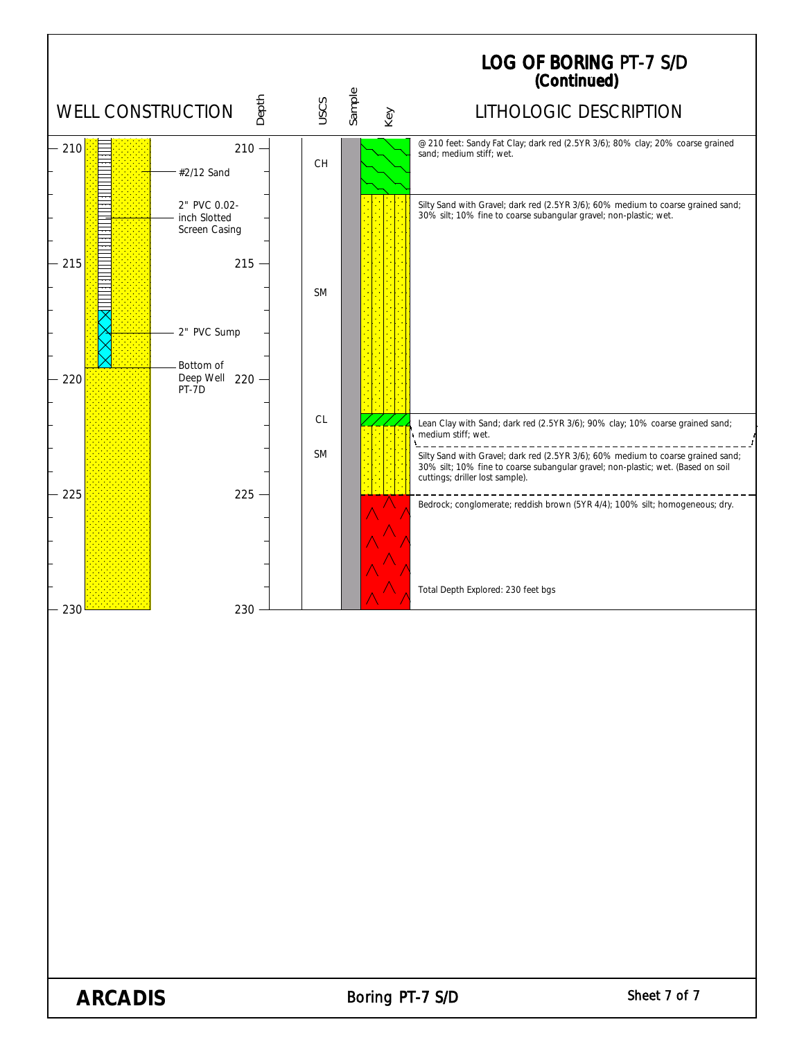# LOG OF BORING PT-7 S/D
## (Continued)

| WELL CONSTRUCTION | Depth | USCS | LITHOLOGIC DESCRIPTION |
|---|---|---|---|
| #2/12 Sand; 2" PVC 0.02-inch Slotted Screen Casing | 210 | CH | @ 210 feet: Sandy Fat Clay; dark red (2.5YR 3/6); 80% clay; 20% coarse grained sand; medium stiff; wet. |
| 2" PVC Sump; Bottom of Deep Well PT-7D | 215–220 | SM | Silty Sand with Gravel; dark red (2.5YR 3/6); 60% medium to coarse grained sand; 30% silt; 10% fine to coarse subangular gravel; non-plastic; wet. |
| | | CL | Lean Clay with Sand; dark red (2.5YR 3/6); 90% clay; 10% coarse grained sand; medium stiff; wet. |
| | | SM | Silty Sand with Gravel; dark red (2.5YR 3/6); 60% medium to coarse grained sand; 30% silt; 10% fine to coarse subangular gravel; non-plastic; wet. (Based on soil cuttings; driller lost sample). |
| | 225 | | Bedrock; conglomerate; reddish brown (5YR 4/4); 100% silt; homogeneous; dry. |
| | 230 | | Total Depth Explored: 230 feet bgs |

**ARCADIS**

Boring PT-7 S/D